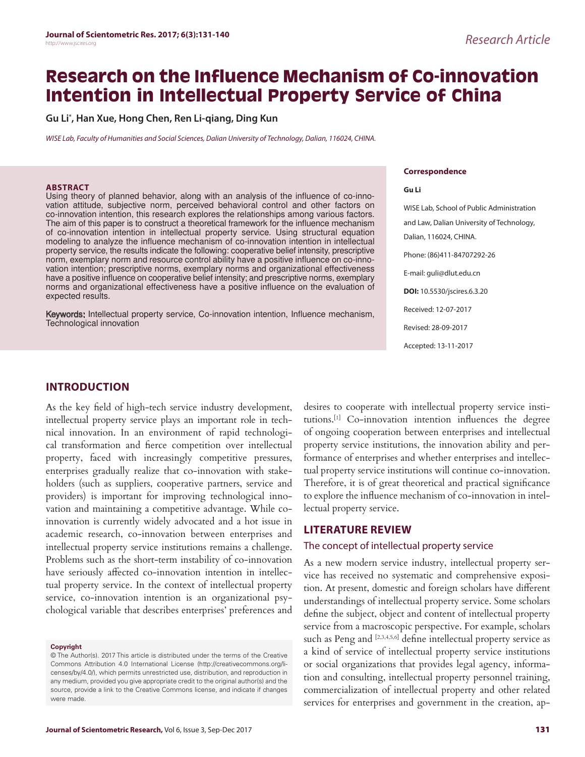# Research on the Influence Mechanism of Co-innovation Intention in Intellectual Property Service of China

**Gu Li[*], Han Xue, Hong Chen, Ren Li-qiang, Ding Kun**

*WISE Lab, Faculty of Humanities and Social Sciences, Dalian University of Technology, Dalian, 116024, CHINA.*

## ABSTRACT

Using theory of planned behavior, along with an analysis of the influence of co-innovation attitude, subjective norm, perceived behavioral control and other factors on co-innovation intention, this research explores the relationships among various factors. The aim of this paper is to construct a theoretical framework for the influence mechanism of co-innovation intention in intellectual property service. Using structural equation modeling to analyze the influence mechanism of co-innovation intention in intellectual property service, the results indicate the following: cooperative belief intensity, prescriptive norm, exemplary norm and resource control ability have a positive influence on co-innovation intention; prescriptive norms, exemplary norms and organizational effectiveness have a positive influence on cooperative belief intensity; and prescriptive norms, exemplary norms and organizational effectiveness have a positive influence on the evaluation of expected results.

**Keywords:** Intellectual property service, Co-innovation intention, Influence mechanism, Technological innovation

**Correspondence**

**Gu Li**

WISE Lab, School of Public Administration and Law, Dalian University of Technology, Dalian, 116024, CHINA.

Phone: (86)411-84707292-26

E-mail: guli@dlut.edu.cn

**DOI:** 10.5530/jscires.6.3.20

Received: 12-07-2017

Revised: 28-09-2017

Accepted: 13-11-2017

## INTRODUCTION

As the key field of high-tech service industry development, intellectual property service plays an important role in technical innovation. In an environment of rapid technological transformation and fierce competition over intellectual property, faced with increasingly competitive pressures, enterprises gradually realize that co-innovation with stakeholders (such as suppliers, cooperative partners, service and providers) is important for improving technological innovation and maintaining a competitive advantage. While co-innovation is currently widely advocated and a hot issue in academic research, co-innovation between enterprises and intellectual property service institutions remains a challenge. Problems such as the short-term instability of co-innovation have seriously affected co-innovation intention in intellectual property service. In the context of intellectual property service, co-innovation intention is an organizational psychological variable that describes enterprises' preferences and desires to cooperate with intellectual property service institutions.[1] Co-innovation intention influences the degree of ongoing cooperation between enterprises and intellectual property service institutions, the innovation ability and performance of enterprises and whether enterprises and intellectual property service institutions will continue co-innovation. Therefore, it is of great theoretical and practical significance to explore the influence mechanism of co-innovation in intellectual property service.

## LITERATURE REVIEW

### The concept of intellectual property service

As a new modern service industry, intellectual property service has received no systematic and comprehensive exposition. At present, domestic and foreign scholars have different understandings of intellectual property service. Some scholars define the subject, object and content of intellectual property service from a macroscopic perspective. For example, scholars such as Peng and [2,3,4,5,6] define intellectual property service as a kind of service of intellectual property service institutions or social organizations that provides legal agency, information and consulting, intellectual property personnel training, commercialization of intellectual property and other related services for enterprises and government in the creation, ap-

**Copyright**

© The Author(s). 2017 This article is distributed under the terms of the Creative Commons Attribution 4.0 International License (http://creativecommons.org/licenses/by/4.0/), which permits unrestricted use, distribution, and reproduction in any medium, provided you give appropriate credit to the original author(s) and the source, provide a link to the Creative Commons license, and indicate if changes were made.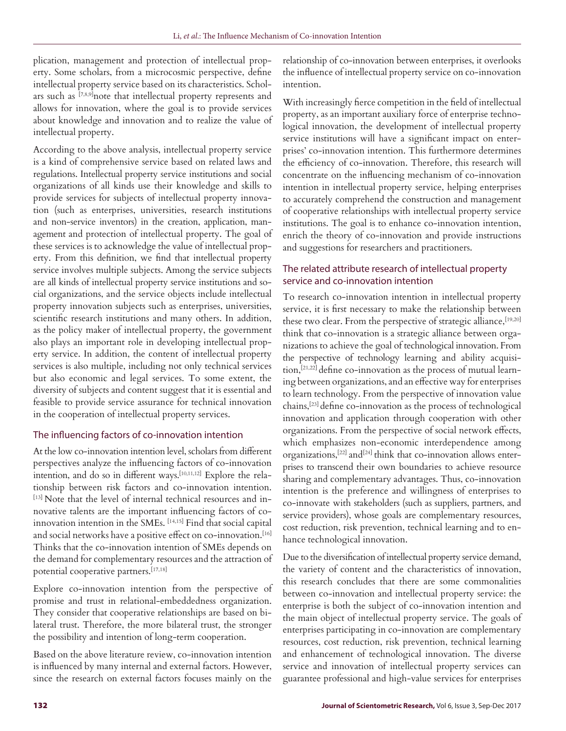plication, management and protection of intellectual property. Some scholars, from a microcosmic perspective, define intellectual property service based on its characteristics. Scholars such as [7,8,9]note that intellectual property represents and allows for innovation, where the goal is to provide services about knowledge and innovation and to realize the value of intellectual property.

According to the above analysis, intellectual property service is a kind of comprehensive service based on related laws and regulations. Intellectual property service institutions and social organizations of all kinds use their knowledge and skills to provide services for subjects of intellectual property innovation (such as enterprises, universities, research institutions and non-service inventors) in the creation, application, management and protection of intellectual property. The goal of these services is to acknowledge the value of intellectual property. From this definition, we find that intellectual property service involves multiple subjects. Among the service subjects are all kinds of intellectual property service institutions and social organizations, and the service objects include intellectual property innovation subjects such as enterprises, universities, scientific research institutions and many others. In addition, as the policy maker of intellectual property, the government also plays an important role in developing intellectual property service. In addition, the content of intellectual property services is also multiple, including not only technical services but also economic and legal services. To some extent, the diversity of subjects and content suggest that it is essential and feasible to provide service assurance for technical innovation in the cooperation of intellectual property services.

## The influencing factors of co-innovation intention

At the low co-innovation intention level, scholars from different perspectives analyze the influencing factors of co-innovation intention, and do so in different ways.[10,11,12] Explore the relationship between risk factors and co-innovation intention. [13] Note that the level of internal technical resources and innovative talents are the important influencing factors of co-innovation intention in the SMEs. [14,15] Find that social capital and social networks have a positive effect on co-innovation.[16] Thinks that the co-innovation intention of SMEs depends on the demand for complementary resources and the attraction of potential cooperative partners.[17,18]

Explore co-innovation intention from the perspective of promise and trust in relational-embeddedness organization. They consider that cooperative relationships are based on bilateral trust. Therefore, the more bilateral trust, the stronger the possibility and intention of long-term cooperation.

Based on the above literature review, co-innovation intention is influenced by many internal and external factors. However, since the research on external factors focuses mainly on the relationship of co-innovation between enterprises, it overlooks the influence of intellectual property service on co-innovation intention.

With increasingly fierce competition in the field of intellectual property, as an important auxiliary force of enterprise technological innovation, the development of intellectual property service institutions will have a significant impact on enterprises' co-innovation intention. This furthermore determines the efficiency of co-innovation. Therefore, this research will concentrate on the influencing mechanism of co-innovation intention in intellectual property service, helping enterprises to accurately comprehend the construction and management of cooperative relationships with intellectual property service institutions. The goal is to enhance co-innovation intention, enrich the theory of co-innovation and provide instructions and suggestions for researchers and practitioners.

## The related attribute research of intellectual property service and co-innovation intention

To research co-innovation intention in intellectual property service, it is first necessary to make the relationship between these two clear. From the perspective of strategic alliance,[19,20] think that co-innovation is a strategic alliance between organizations to achieve the goal of technological innovation. From the perspective of technology learning and ability acquisition,[21,22] define co-innovation as the process of mutual learning between organizations, and an effective way for enterprises to learn technology. From the perspective of innovation value chains,[23] define co-innovation as the process of technological innovation and application through cooperation with other organizations. From the perspective of social network effects, which emphasizes non-economic interdependence among organizations,[22] and[24] think that co-innovation allows enterprises to transcend their own boundaries to achieve resource sharing and complementary advantages. Thus, co-innovation intention is the preference and willingness of enterprises to co-innovate with stakeholders (such as suppliers, partners, and service providers), whose goals are complementary resources, cost reduction, risk prevention, technical learning and to enhance technological innovation.

Due to the diversification of intellectual property service demand, the variety of content and the characteristics of innovation, this research concludes that there are some commonalities between co-innovation and intellectual property service: the enterprise is both the subject of co-innovation intention and the main object of intellectual property service. The goals of enterprises participating in co-innovation are complementary resources, cost reduction, risk prevention, technical learning and enhancement of technological innovation. The diverse service and innovation of intellectual property services can guarantee professional and high-value services for enterprises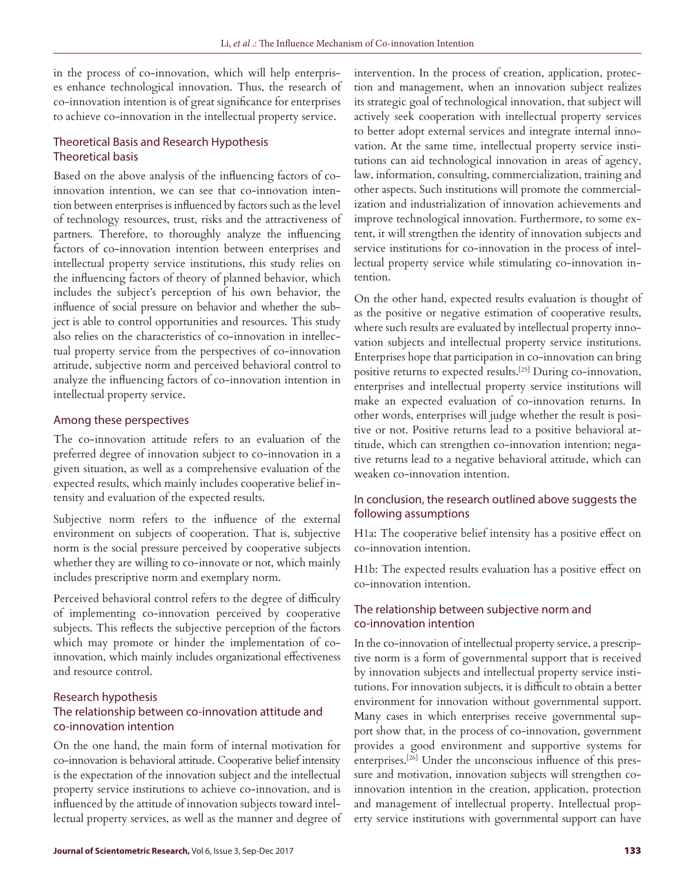in the process of co-innovation, which will help enterprises enhance technological innovation. Thus, the research of co-innovation intention is of great significance for enterprises to achieve co-innovation in the intellectual property service.

## Theoretical Basis and Research Hypothesis

### Theoretical basis

Based on the above analysis of the influencing factors of co-innovation intention, we can see that co-innovation intention between enterprises is influenced by factors such as the level of technology resources, trust, risks and the attractiveness of partners. Therefore, to thoroughly analyze the influencing factors of co-innovation intention between enterprises and intellectual property service institutions, this study relies on the influencing factors of theory of planned behavior, which includes the subject's perception of his own behavior, the influence of social pressure on behavior and whether the subject is able to control opportunities and resources. This study also relies on the characteristics of co-innovation in intellectual property service from the perspectives of co-innovation attitude, subjective norm and perceived behavioral control to analyze the influencing factors of co-innovation intention in intellectual property service.

### Among these perspectives

The co-innovation attitude refers to an evaluation of the preferred degree of innovation subject to co-innovation in a given situation, as well as a comprehensive evaluation of the expected results, which mainly includes cooperative belief intensity and evaluation of the expected results.

Subjective norm refers to the influence of the external environment on subjects of cooperation. That is, subjective norm is the social pressure perceived by cooperative subjects whether they are willing to co-innovate or not, which mainly includes prescriptive norm and exemplary norm.

Perceived behavioral control refers to the degree of difficulty of implementing co-innovation perceived by cooperative subjects. This reflects the subjective perception of the factors which may promote or hinder the implementation of co-innovation, which mainly includes organizational effectiveness and resource control.

### Research hypothesis

### The relationship between co-innovation attitude and co-innovation intention

On the one hand, the main form of internal motivation for co-innovation is behavioral attitude. Cooperative belief intensity is the expectation of the innovation subject and the intellectual property service institutions to achieve co-innovation, and is influenced by the attitude of innovation subjects toward intellectual property services, as well as the manner and degree of intervention. In the process of creation, application, protection and management, when an innovation subject realizes its strategic goal of technological innovation, that subject will actively seek cooperation with intellectual property services to better adopt external services and integrate internal innovation. At the same time, intellectual property service institutions can aid technological innovation in areas of agency, law, information, consulting, commercialization, training and other aspects. Such institutions will promote the commercialization and industrialization of innovation achievements and improve technological innovation. Furthermore, to some extent, it will strengthen the identity of innovation subjects and service institutions for co-innovation in the process of intellectual property service while stimulating co-innovation intention.

On the other hand, expected results evaluation is thought of as the positive or negative estimation of cooperative results, where such results are evaluated by intellectual property innovation subjects and intellectual property service institutions. Enterprises hope that participation in co-innovation can bring positive returns to expected results.[25] During co-innovation, enterprises and intellectual property service institutions will make an expected evaluation of co-innovation returns. In other words, enterprises will judge whether the result is positive or not. Positive returns lead to a positive behavioral attitude, which can strengthen co-innovation intention; negative returns lead to a negative behavioral attitude, which can weaken co-innovation intention.

### In conclusion, the research outlined above suggests the following assumptions

H1a: The cooperative belief intensity has a positive effect on co-innovation intention.

H1b: The expected results evaluation has a positive effect on co-innovation intention.

### The relationship between subjective norm and co-innovation intention

In the co-innovation of intellectual property service, a prescriptive norm is a form of governmental support that is received by innovation subjects and intellectual property service institutions. For innovation subjects, it is difficult to obtain a better environment for innovation without governmental support. Many cases in which enterprises receive governmental support show that, in the process of co-innovation, government provides a good environment and supportive systems for enterprises.[26] Under the unconscious influence of this pressure and motivation, innovation subjects will strengthen co-innovation intention in the creation, application, protection and management of intellectual property. Intellectual property service institutions with governmental support can have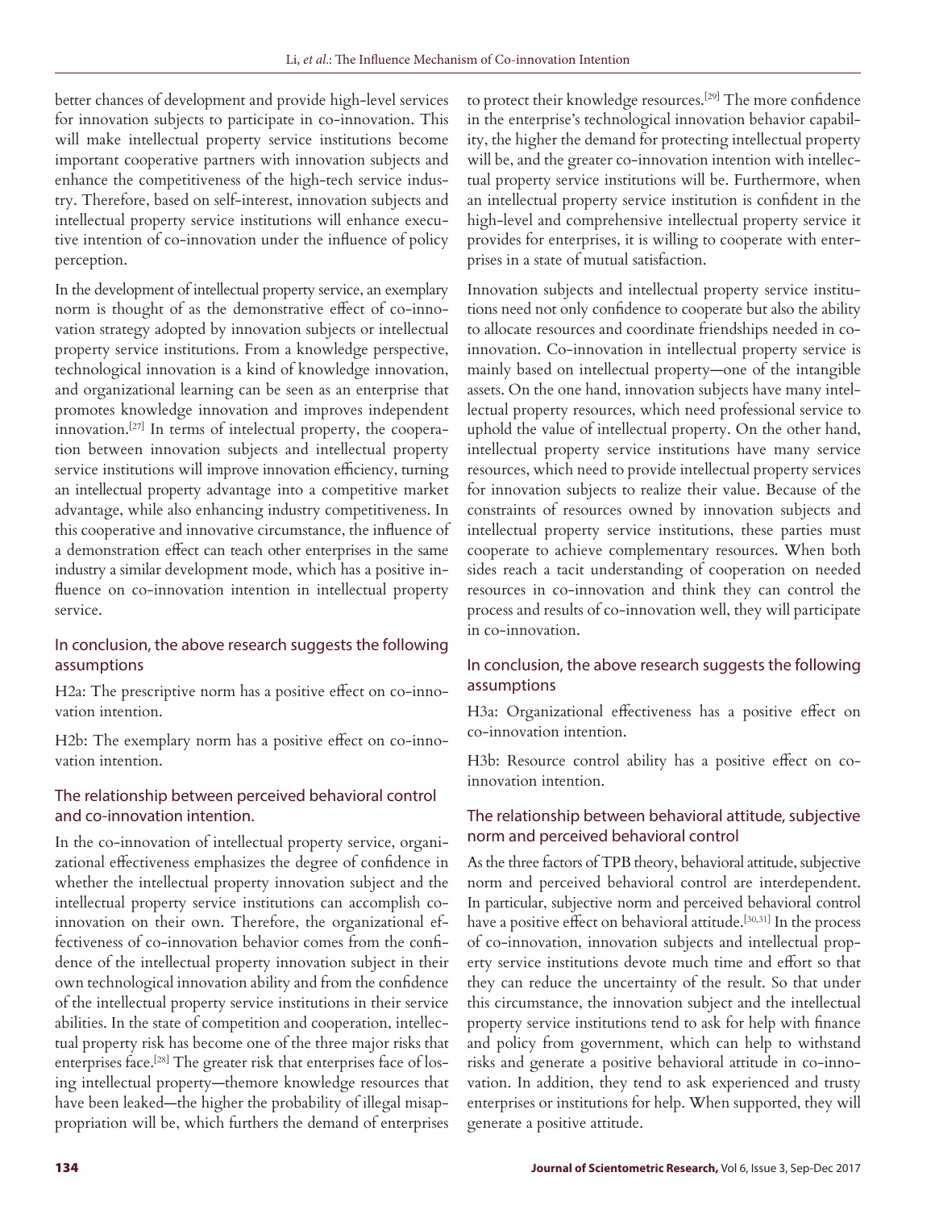better chances of development and provide high-level services for innovation subjects to participate in co-innovation. This will make intellectual property service institutions become important cooperative partners with innovation subjects and enhance the competitiveness of the high-tech service industry. Therefore, based on self-interest, innovation subjects and intellectual property service institutions will enhance executive intention of co-innovation under the influence of policy perception.

In the development of intellectual property service, an exemplary norm is thought of as the demonstrative effect of co-innovation strategy adopted by innovation subjects or intellectual property service institutions. From a knowledge perspective, technological innovation is a kind of knowledge innovation, and organizational learning can be seen as an enterprise that promotes knowledge innovation and improves independent innovation.[27] In terms of intelectual property, the cooperation between innovation subjects and intellectual property service institutions will improve innovation efficiency, turning an intellectual property advantage into a competitive market advantage, while also enhancing industry competitiveness. In this cooperative and innovative circumstance, the influence of a demonstration effect can teach other enterprises in the same industry a similar development mode, which has a positive influence on co-innovation intention in intellectual property service.

### In conclusion, the above research suggests the following assumptions

H2a: The prescriptive norm has a positive effect on co-innovation intention.

H2b: The exemplary norm has a positive effect on co-innovation intention.

### The relationship between perceived behavioral control and co-innovation intention.

In the co-innovation of intellectual property service, organizational effectiveness emphasizes the degree of confidence in whether the intellectual property innovation subject and the intellectual property service institutions can accomplish co-innovation on their own. Therefore, the organizational effectiveness of co-innovation behavior comes from the confidence of the intellectual property innovation subject in their own technological innovation ability and from the confidence of the intellectual property service institutions in their service abilities. In the state of competition and cooperation, intellectual property risk has become one of the three major risks that enterprises face.[28] The greater risk that enterprises face of losing intellectual property—themore knowledge resources that have been leaked—the higher the probability of illegal misappropriation will be, which furthers the demand of enterprises to protect their knowledge resources.[29] The more confidence in the enterprise's technological innovation behavior capability, the higher the demand for protecting intellectual property will be, and the greater co-innovation intention with intellectual property service institutions will be. Furthermore, when an intellectual property service institution is confident in the high-level and comprehensive intellectual property service it provides for enterprises, it is willing to cooperate with enterprises in a state of mutual satisfaction.

Innovation subjects and intellectual property service institutions need not only confidence to cooperate but also the ability to allocate resources and coordinate friendships needed in co-innovation. Co-innovation in intellectual property service is mainly based on intellectual property—one of the intangible assets. On the one hand, innovation subjects have many intellectual property resources, which need professional service to uphold the value of intellectual property. On the other hand, intellectual property service institutions have many service resources, which need to provide intellectual property services for innovation subjects to realize their value. Because of the constraints of resources owned by innovation subjects and intellectual property service institutions, these parties must cooperate to achieve complementary resources. When both sides reach a tacit understanding of cooperation on needed resources in co-innovation and think they can control the process and results of co-innovation well, they will participate in co-innovation.

### In conclusion, the above research suggests the following assumptions

H3a: Organizational effectiveness has a positive effect on co-innovation intention.

H3b: Resource control ability has a positive effect on co-innovation intention.

### The relationship between behavioral attitude, subjective norm and perceived behavioral control

As the three factors of TPB theory, behavioral attitude, subjective norm and perceived behavioral control are interdependent. In particular, subjective norm and perceived behavioral control have a positive effect on behavioral attitude.[30,31] In the process of co-innovation, innovation subjects and intellectual property service institutions devote much time and effort so that they can reduce the uncertainty of the result. So that under this circumstance, the innovation subject and the intellectual property service institutions tend to ask for help with finance and policy from government, which can help to withstand risks and generate a positive behavioral attitude in co-innovation. In addition, they tend to ask experienced and trusty enterprises or institutions for help. When supported, they will generate a positive attitude.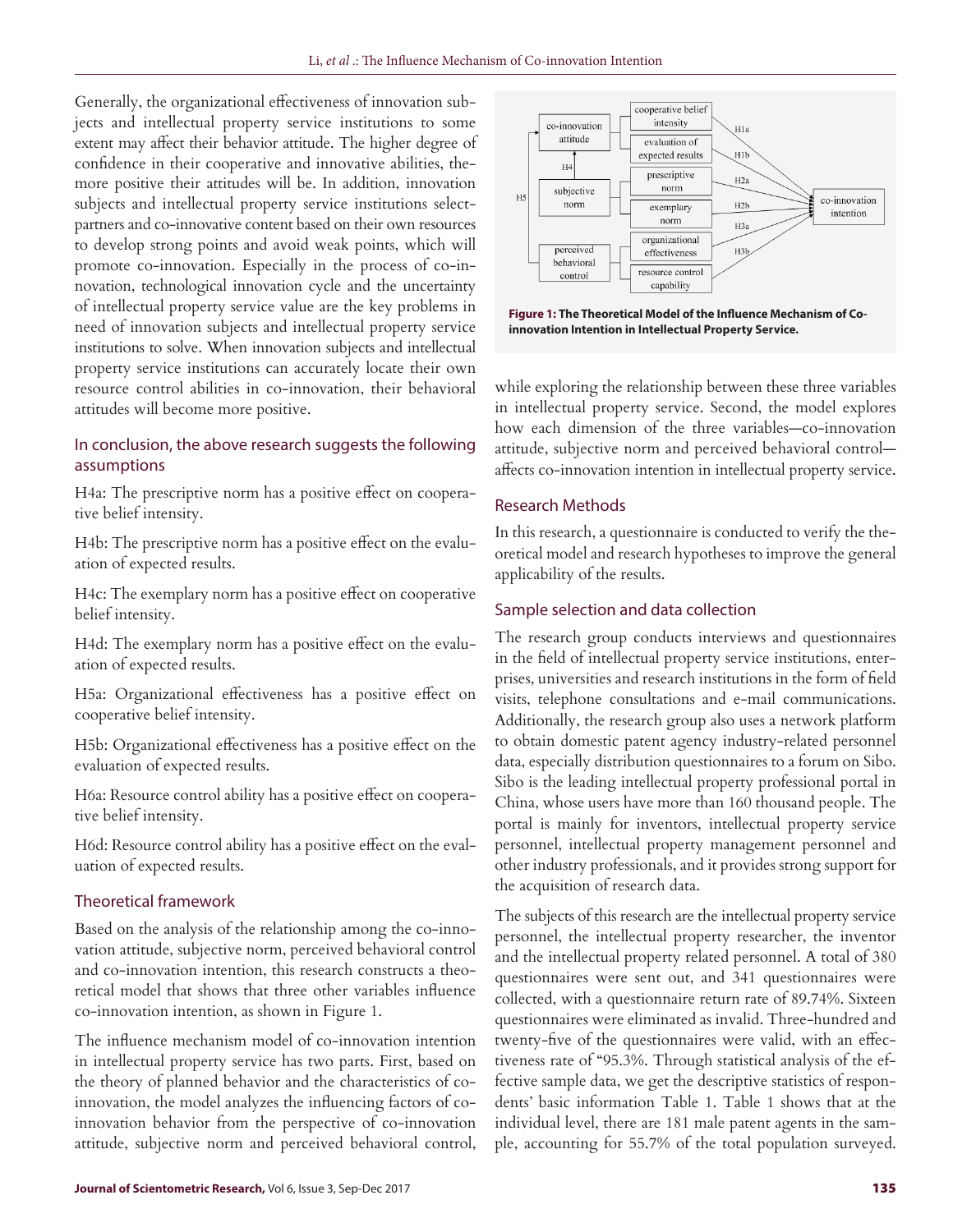Generally, the organizational effectiveness of innovation subjects and intellectual property service institutions to some extent may affect their behavior attitude. The higher degree of confidence in their cooperative and innovative abilities, themore positive their attitudes will be. In addition, innovation subjects and intellectual property service institutions selectpartners and co-innovative content based on their own resources to develop strong points and avoid weak points, which will promote co-innovation. Especially in the process of co-innovation, technological innovation cycle and the uncertainty of intellectual property service value are the key problems in need of innovation subjects and intellectual property service institutions to solve. When innovation subjects and intellectual property service institutions can accurately locate their own resource control abilities in co-innovation, their behavioral attitudes will become more positive.

## In conclusion, the above research suggests the following assumptions

H4a: The prescriptive norm has a positive effect on cooperative belief intensity.

H4b: The prescriptive norm has a positive effect on the evaluation of expected results.

H4c: The exemplary norm has a positive effect on cooperative belief intensity.

H4d: The exemplary norm has a positive effect on the evaluation of expected results.

H5a: Organizational effectiveness has a positive effect on cooperative belief intensity.

H5b: Organizational effectiveness has a positive effect on the evaluation of expected results.

H6a: Resource control ability has a positive effect on cooperative belief intensity.

H6d: Resource control ability has a positive effect on the evaluation of expected results.

## Theoretical framework

Based on the analysis of the relationship among the co-innovation attitude, subjective norm, perceived behavioral control and co-innovation intention, this research constructs a theoretical model that shows that three other variables influence co-innovation intention, as shown in Figure 1.

The influence mechanism model of co-innovation intention in intellectual property service has two parts. First, based on the theory of planned behavior and the characteristics of co-innovation, the model analyzes the influencing factors of co-innovation behavior from the perspective of co-innovation attitude, subjective norm and perceived behavioral control, while exploring the relationship between these three variables in intellectual property service. Second, the model explores how each dimension of the three variables—co-innovation attitude, subjective norm and perceived behavioral control—affects co-innovation intention in intellectual property service.

**Figure 1: The Theoretical Model of the Influence Mechanism of Co-innovation Intention in Intellectual Property Service.**

## Research Methods

In this research, a questionnaire is conducted to verify the theoretical model and research hypotheses to improve the general applicability of the results.

## Sample selection and data collection

The research group conducts interviews and questionnaires in the field of intellectual property service institutions, enterprises, universities and research institutions in the form of field visits, telephone consultations and e-mail communications. Additionally, the research group also uses a network platform to obtain domestic patent agency industry-related personnel data, especially distribution questionnaires to a forum on Sibo. Sibo is the leading intellectual property professional portal in China, whose users have more than 160 thousand people. The portal is mainly for inventors, intellectual property service personnel, intellectual property management personnel and other industry professionals, and it provides strong support for the acquisition of research data.

The subjects of this research are the intellectual property service personnel, the intellectual property researcher, the inventor and the intellectual property related personnel. A total of 380 questionnaires were sent out, and 341 questionnaires were collected, with a questionnaire return rate of 89.74%. Sixteen questionnaires were eliminated as invalid. Three-hundred and twenty-five of the questionnaires were valid, with an effectiveness rate of "95.3%. Through statistical analysis of the effective sample data, we get the descriptive statistics of respondents' basic information Table 1. Table 1 shows that at the individual level, there are 181 male patent agents in the sample, accounting for 55.7% of the total population surveyed.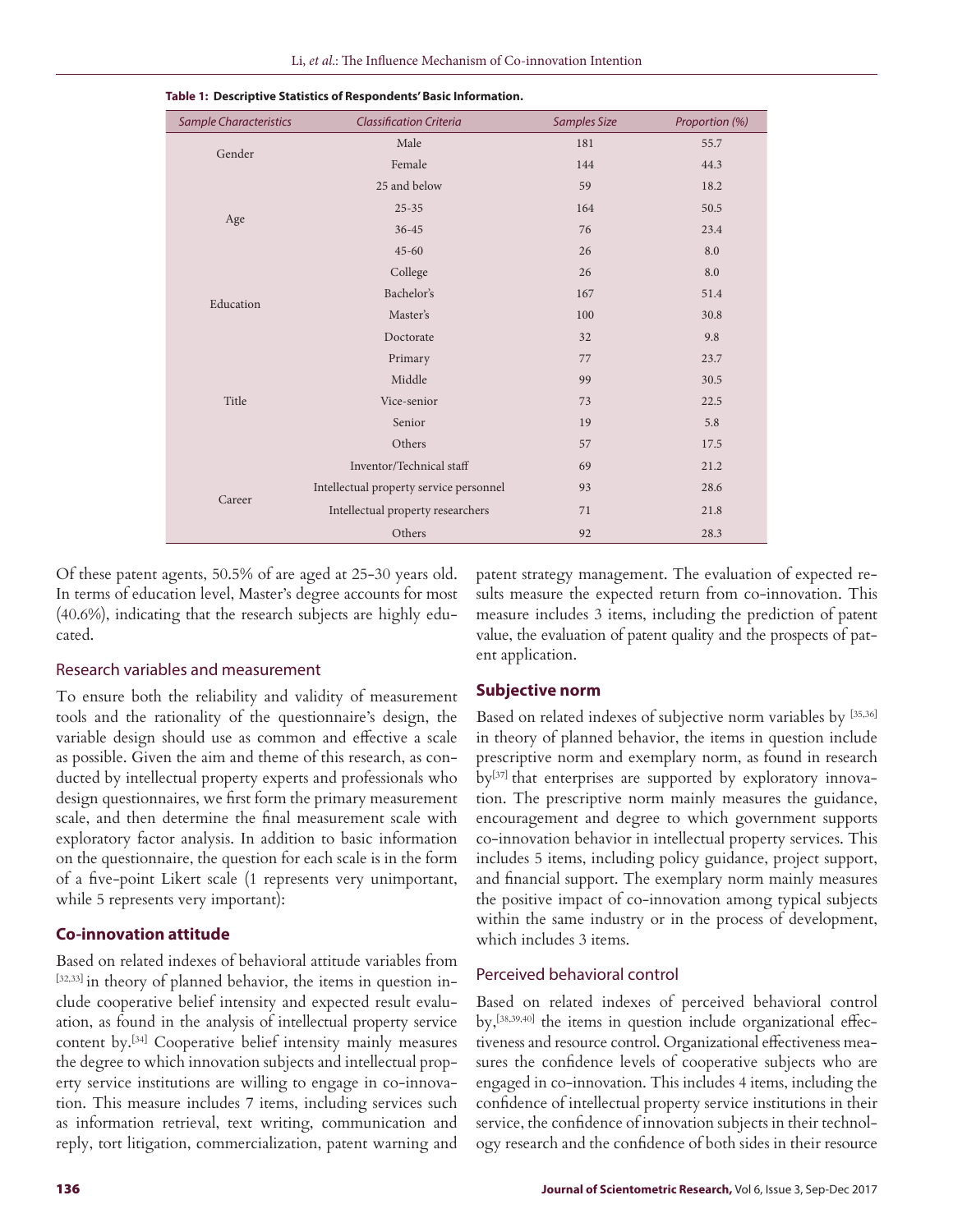**Table 1: Descriptive Statistics of Respondents' Basic Information.**

| *Sample Characteristics* | *Classification Criteria* | *Samples Size* | *Proportion (%)* |
|---|---|---|---|
| Gender | Male | 181 | 55.7 |
| | Female | 144 | 44.3 |
| Age | 25 and below | 59 | 18.2 |
| | 25-35 | 164 | 50.5 |
| | 36-45 | 76 | 23.4 |
| | 45-60 | 26 | 8.0 |
| Education | College | 26 | 8.0 |
| | Bachelor's | 167 | 51.4 |
| | Master's | 100 | 30.8 |
| | Doctorate | 32 | 9.8 |
| Title | Primary | 77 | 23.7 |
| | Middle | 99 | 30.5 |
| | Vice-senior | 73 | 22.5 |
| | Senior | 19 | 5.8 |
| | Others | 57 | 17.5 |
| Career | Inventor/Technical staff | 69 | 21.2 |
| | Intellectual property service personnel | 93 | 28.6 |
| | Intellectual property researchers | 71 | 21.8 |
| | Others | 92 | 28.3 |

Of these patent agents, 50.5% of are aged at 25-30 years old. In terms of education level, Master's degree accounts for most (40.6%), indicating that the research subjects are highly educated.

## Research variables and measurement

To ensure both the reliability and validity of measurement tools and the rationality of the questionnaire's design, the variable design should use as common and effective a scale as possible. Given the aim and theme of this research, as conducted by intellectual property experts and professionals who design questionnaires, we first form the primary measurement scale, and then determine the final measurement scale with exploratory factor analysis. In addition to basic information on the questionnaire, the question for each scale is in the form of a five-point Likert scale (1 represents very unimportant, while 5 represents very important):

### Co-innovation attitude

Based on related indexes of behavioral attitude variables from [32,33] in theory of planned behavior, the items in question include cooperative belief intensity and expected result evaluation, as found in the analysis of intellectual property service content by.[34] Cooperative belief intensity mainly measures the degree to which innovation subjects and intellectual property service institutions are willing to engage in co-innovation. This measure includes 7 items, including services such as information retrieval, text writing, communication and reply, tort litigation, commercialization, patent warning and patent strategy management. The evaluation of expected results measure the expected return from co-innovation. This measure includes 3 items, including the prediction of patent value, the evaluation of patent quality and the prospects of patent application.

### Subjective norm

Based on related indexes of subjective norm variables by [35,36] in theory of planned behavior, the items in question include prescriptive norm and exemplary norm, as found in research by[37] that enterprises are supported by exploratory innovation. The prescriptive norm mainly measures the guidance, encouragement and degree to which government supports co-innovation behavior in intellectual property services. This includes 5 items, including policy guidance, project support, and financial support. The exemplary norm mainly measures the positive impact of co-innovation among typical subjects within the same industry or in the process of development, which includes 3 items.

## Perceived behavioral control

Based on related indexes of perceived behavioral control by,[38,39,40] the items in question include organizational effectiveness and resource control. Organizational effectiveness measures the confidence levels of cooperative subjects who are engaged in co-innovation. This includes 4 items, including the confidence of intellectual property service institutions in their service, the confidence of innovation subjects in their technology research and the confidence of both sides in their resource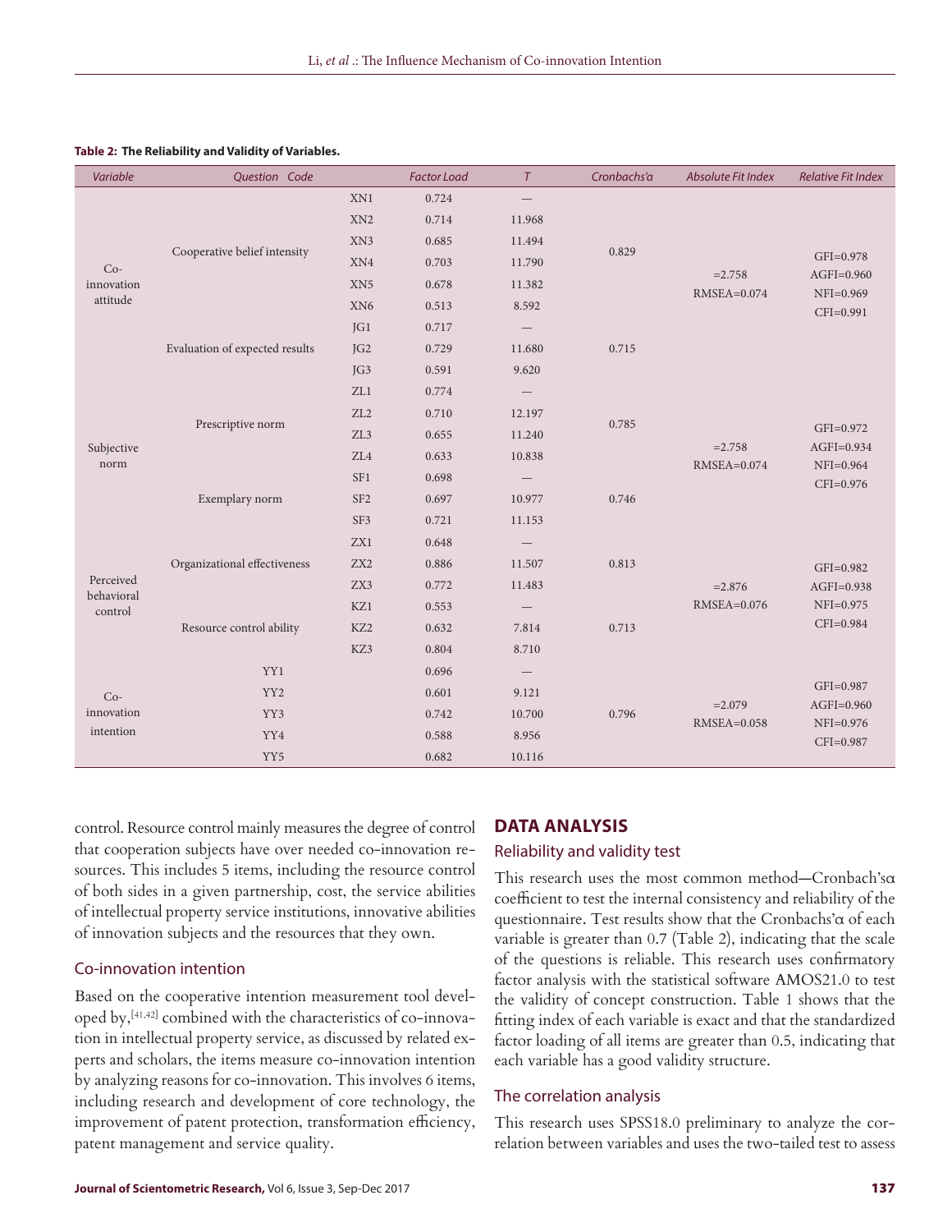**Table 2: The Reliability and Validity of Variables.**

| Variable | Question Code | | Factor Load | T | Cronbachs'α | Absolute Fit Index | Relative Fit Index |
|---|---|---|---|---|---|---|---|
| Co-innovation attitude | Cooperative belief intensity | XN1 | 0.724 | — | 0.829 | =2.758 RMSEA=0.074 | GFI=0.978 AGFI=0.960 NFI=0.969 CFI=0.991 |
| | | XN2 | 0.714 | 11.968 | | | |
| | | XN3 | 0.685 | 11.494 | | | |
| | | XN4 | 0.703 | 11.790 | | | |
| | | XN5 | 0.678 | 11.382 | | | |
| | | XN6 | 0.513 | 8.592 | | | |
| | Evaluation of expected results | JG1 | 0.717 | — | 0.715 | | |
| | | JG2 | 0.729 | 11.680 | | | |
| | | JG3 | 0.591 | 9.620 | | | |
| Subjective norm | Prescriptive norm | ZL1 | 0.774 | — | 0.785 | =2.758 RMSEA=0.074 | GFI=0.972 AGFI=0.934 NFI=0.964 CFI=0.976 |
| | | ZL2 | 0.710 | 12.197 | | | |
| | | ZL3 | 0.655 | 11.240 | | | |
| | | ZL4 | 0.633 | 10.838 | | | |
| | Exemplary norm | SF1 | 0.698 | — | 0.746 | | |
| | | SF2 | 0.697 | 10.977 | | | |
| | | SF3 | 0.721 | 11.153 | | | |
| Perceived behavioral control | Organizational effectiveness | ZX1 | 0.648 | — | 0.813 | =2.876 RMSEA=0.076 | GFI=0.982 AGFI=0.938 NFI=0.975 CFI=0.984 |
| | | ZX2 | 0.886 | 11.507 | | | |
| | | ZX3 | 0.772 | 11.483 | | | |
| | Resource control ability | KZ1 | 0.553 | — | 0.713 | | |
| | | KZ2 | 0.632 | 7.814 | | | |
| | | KZ3 | 0.804 | 8.710 | | | |
| Co-innovation intention | YY1 | | 0.696 | — | 0.796 | =2.079 RMSEA=0.058 | GFI=0.987 AGFI=0.960 NFI=0.976 CFI=0.987 |
| | YY2 | | 0.601 | 9.121 | | | |
| | YY3 | | 0.742 | 10.700 | | | |
| | YY4 | | 0.588 | 8.956 | | | |
| | YY5 | | 0.682 | 10.116 | | | |

control. Resource control mainly measures the degree of control that cooperation subjects have over needed co-innovation resources. This includes 5 items, including the resource control of both sides in a given partnership, cost, the service abilities of intellectual property service institutions, innovative abilities of innovation subjects and the resources that they own.

### Co-innovation intention

Based on the cooperative intention measurement tool developed by,[41,42] combined with the characteristics of co-innovation in intellectual property service, as discussed by related experts and scholars, the items measure co-innovation intention by analyzing reasons for co-innovation. This involves 6 items, including research and development of core technology, the improvement of patent protection, transformation efficiency, patent management and service quality.

## DATA ANALYSIS

### Reliability and validity test

This research uses the most common method—Cronbach'sα coefficient to test the internal consistency and reliability of the questionnaire. Test results show that the Cronbachs'α of each variable is greater than 0.7 (Table 2), indicating that the scale of the questions is reliable. This research uses confirmatory factor analysis with the statistical software AMOS21.0 to test the validity of concept construction. Table 1 shows that the fitting index of each variable is exact and that the standardized factor loading of all items are greater than 0.5, indicating that each variable has a good validity structure.

### The correlation analysis

This research uses SPSS18.0 preliminary to analyze the correlation between variables and uses the two-tailed test to assess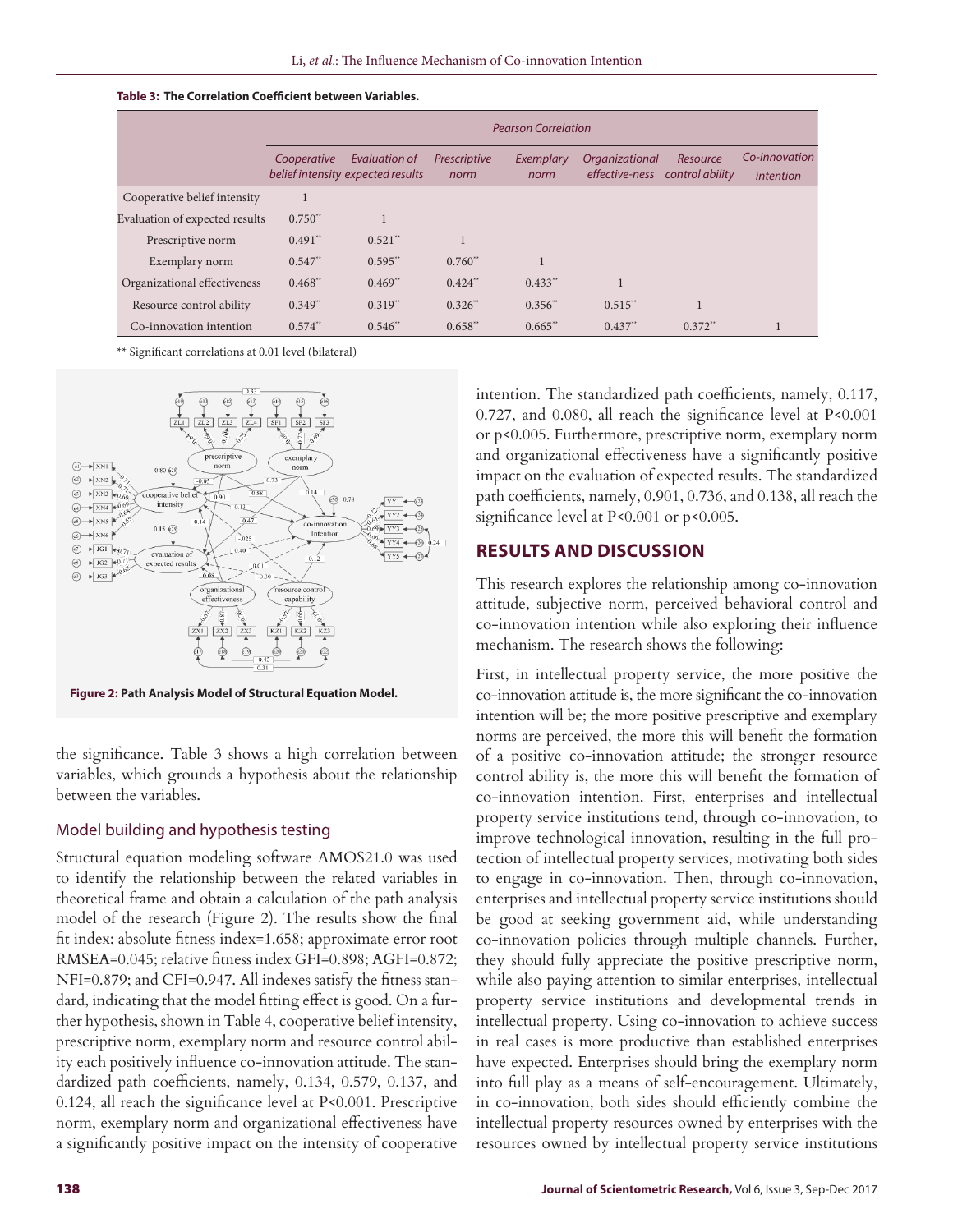**Table 3: The Correlation Coefficient between Variables.**

| | Pearson Correlation | | | | | | |
|---|---|---|---|---|---|---|---|
| | Cooperative belief intensity | Evaluation of expected results | Prescriptive norm | Exemplary norm | Organizational effective-ness | Resource control ability | Co-innovation intention |
| Cooperative belief intensity | 1 | | | | | | |
| Evaluation of expected results | 0.750** | 1 | | | | | |
| Prescriptive norm | 0.491** | 0.521** | 1 | | | | |
| Exemplary norm | 0.547** | 0.595** | 0.760** | 1 | | | |
| Organizational effectiveness | 0.468** | 0.469** | 0.424** | 0.433** | 1 | | |
| Resource control ability | 0.349** | 0.319** | 0.326** | 0.356** | 0.515** | 1 | |
| Co-innovation intention | 0.574** | 0.546** | 0.658** | 0.665** | 0.437** | 0.372** | 1 |

** Significant correlations at 0.01 level (bilateral)

**Figure 2:** Path Analysis Model of Structural Equation Model.

the significance. Table 3 shows a high correlation between variables, which grounds a hypothesis about the relationship between the variables.

## Model building and hypothesis testing

Structural equation modeling software AMOS21.0 was used to identify the relationship between the related variables in theoretical frame and obtain a calculation of the path analysis model of the research (Figure 2). The results show the final fit index: absolute fitness index=1.658; approximate error root RMSEA=0.045; relative fitness index GFI=0.898; AGFI=0.872; NFI=0.879; and CFI=0.947. All indexes satisfy the fitness standard, indicating that the model fitting effect is good. On a further hypothesis, shown in Table 4, cooperative belief intensity, prescriptive norm, exemplary norm and resource control ability each positively influence co-innovation attitude. The standardized path coefficients, namely, 0.134, 0.579, 0.137, and 0.124, all reach the significance level at $P<0.001$. Prescriptive norm, exemplary norm and organizational effectiveness have a significantly positive impact on the intensity of cooperative intention. The standardized path coefficients, namely, 0.117, 0.727, and 0.080, all reach the significance level at $P<0.001$ or $p<0.005$. Furthermore, prescriptive norm, exemplary norm and organizational effectiveness have a significantly positive impact on the evaluation of expected results. The standardized path coefficients, namely, 0.901, 0.736, and 0.138, all reach the significance level at $P<0.001$ or $p<0.005$.

# RESULTS AND DISCUSSION

This research explores the relationship among co-innovation attitude, subjective norm, perceived behavioral control and co-innovation intention while also exploring their influence mechanism. The research shows the following:

First, in intellectual property service, the more positive the co-innovation attitude is, the more significant the co-innovation intention will be; the more positive prescriptive and exemplary norms are perceived, the more this will benefit the formation of a positive co-innovation attitude; the stronger resource control ability is, the more this will benefit the formation of co-innovation intention. First, enterprises and intellectual property service institutions tend, through co-innovation, to improve technological innovation, resulting in the full protection of intellectual property services, motivating both sides to engage in co-innovation. Then, through co-innovation, enterprises and intellectual property service institutions should be good at seeking government aid, while understanding co-innovation policies through multiple channels. Further, they should fully appreciate the positive prescriptive norm, while also paying attention to similar enterprises, intellectual property service institutions and developmental trends in intellectual property. Using co-innovation to achieve success in real cases is more productive than established enterprises have expected. Enterprises should bring the exemplary norm into full play as a means of self-encouragement. Ultimately, in co-innovation, both sides should efficiently combine the intellectual property resources owned by enterprises with the resources owned by intellectual property service institutions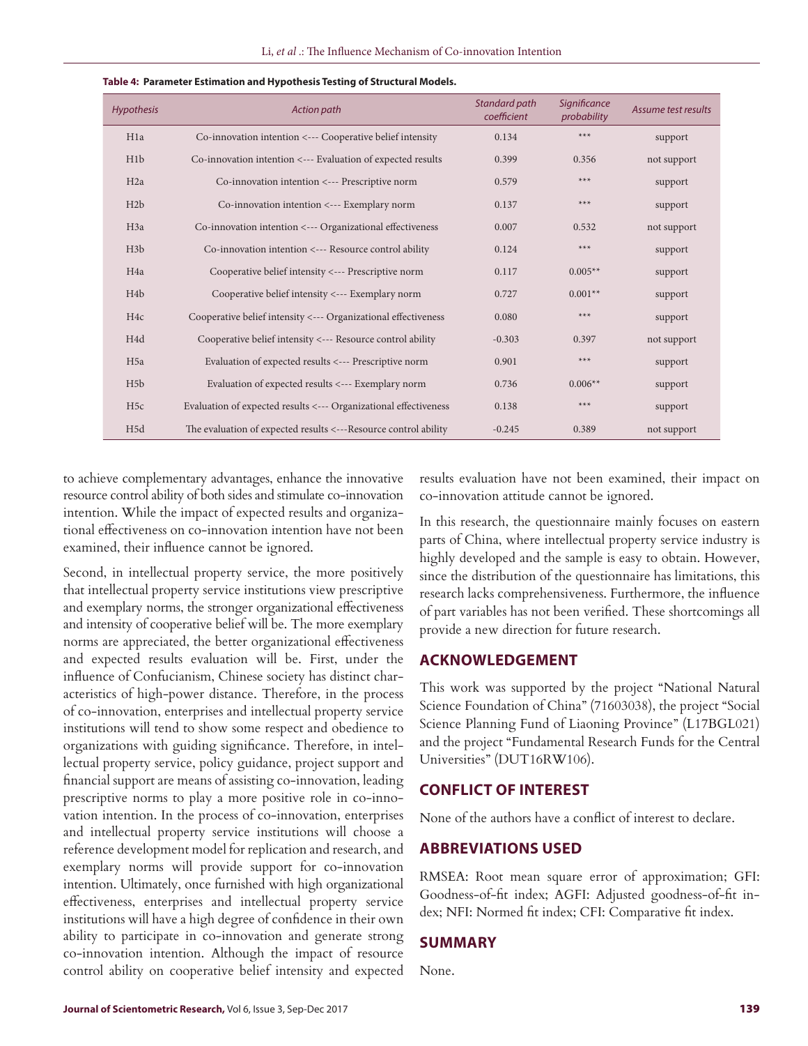**Table 4: Parameter Estimation and Hypothesis Testing of Structural Models.**

| Hypothesis | Action path | Standard path coefficient | Significance probability | Assume test results |
|---|---|---|---|---|
| H1a | Co-innovation intention <--- Cooperative belief intensity | 0.134 | *** | support |
| H1b | Co-innovation intention <--- Evaluation of expected results | 0.399 | 0.356 | not support |
| H2a | Co-innovation intention <--- Prescriptive norm | 0.579 | *** | support |
| H2b | Co-innovation intention <--- Exemplary norm | 0.137 | *** | support |
| H3a | Co-innovation intention <--- Organizational effectiveness | 0.007 | 0.532 | not support |
| H3b | Co-innovation intention <--- Resource control ability | 0.124 | *** | support |
| H4a | Cooperative belief intensity <--- Prescriptive norm | 0.117 | 0.005** | support |
| H4b | Cooperative belief intensity <--- Exemplary norm | 0.727 | 0.001** | support |
| H4c | Cooperative belief intensity <--- Organizational effectiveness | 0.080 | *** | support |
| H4d | Cooperative belief intensity <--- Resource control ability | -0.303 | 0.397 | not support |
| H5a | Evaluation of expected results <--- Prescriptive norm | 0.901 | *** | support |
| H5b | Evaluation of expected results <--- Exemplary norm | 0.736 | 0.006** | support |
| H5c | Evaluation of expected results <--- Organizational effectiveness | 0.138 | *** | support |
| H5d | The evaluation of expected results <---Resource control ability | -0.245 | 0.389 | not support |

to achieve complementary advantages, enhance the innovative resource control ability of both sides and stimulate co-innovation intention. While the impact of expected results and organizational effectiveness on co-innovation intention have not been examined, their influence cannot be ignored.

Second, in intellectual property service, the more positively that intellectual property service institutions view prescriptive and exemplary norms, the stronger organizational effectiveness and intensity of cooperative belief will be. The more exemplary norms are appreciated, the better organizational effectiveness and expected results evaluation will be. First, under the influence of Confucianism, Chinese society has distinct characteristics of high-power distance. Therefore, in the process of co-innovation, enterprises and intellectual property service institutions will tend to show some respect and obedience to organizations with guiding significance. Therefore, in intellectual property service, policy guidance, project support and financial support are means of assisting co-innovation, leading prescriptive norms to play a more positive role in co-innovation intention. In the process of co-innovation, enterprises and intellectual property service institutions will choose a reference development model for replication and research, and exemplary norms will provide support for co-innovation intention. Ultimately, once furnished with high organizational effectiveness, enterprises and intellectual property service institutions will have a high degree of confidence in their own ability to participate in co-innovation and generate strong co-innovation intention. Although the impact of resource control ability on cooperative belief intensity and expected results evaluation have not been examined, their impact on co-innovation attitude cannot be ignored.

In this research, the questionnaire mainly focuses on eastern parts of China, where intellectual property service industry is highly developed and the sample is easy to obtain. However, since the distribution of the questionnaire has limitations, this research lacks comprehensiveness. Furthermore, the influence of part variables has not been verified. These shortcomings all provide a new direction for future research.

## ACKNOWLEDGEMENT

This work was supported by the project "National Natural Science Foundation of China" (71603038), the project "Social Science Planning Fund of Liaoning Province" (L17BGL021) and the project "Fundamental Research Funds for the Central Universities" (DUT16RW106).

## CONFLICT OF INTEREST

None of the authors have a conflict of interest to declare.

## ABBREVIATIONS USED

RMSEA: Root mean square error of approximation; GFI: Goodness-of-fit index; AGFI: Adjusted goodness-of-fit index; NFI: Normed fit index; CFI: Comparative fit index.

## SUMMARY

None.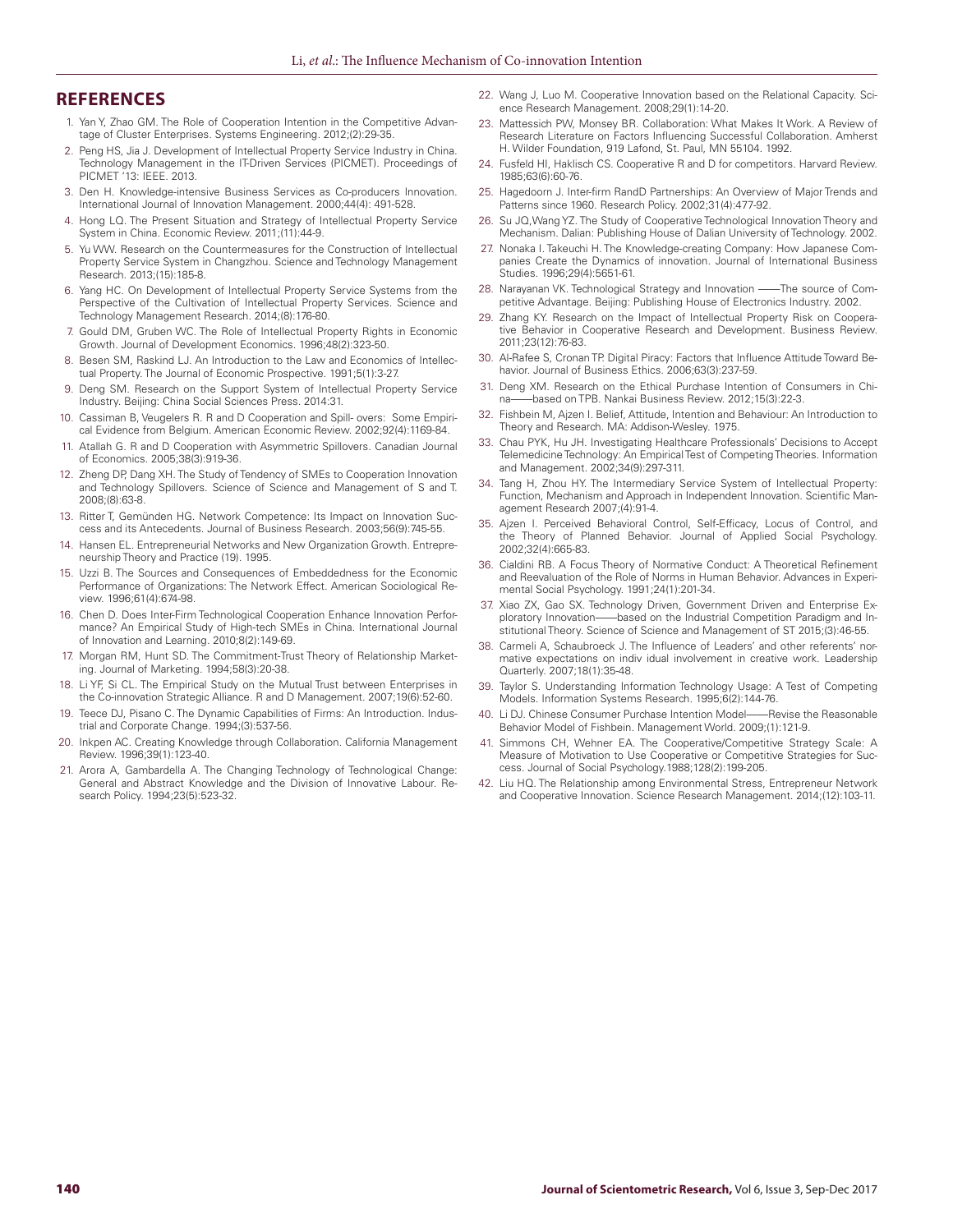## REFERENCES

1. Yan Y, Zhao GM. The Role of Cooperation Intention in the Competitive Advantage of Cluster Enterprises. Systems Engineering. 2012;(2):29-35.
2. Peng HS, Jia J. Development of Intellectual Property Service Industry in China. Technology Management in the IT-Driven Services (PICMET). Proceedings of PICMET '13: IEEE. 2013.
3. Den H. Knowledge-intensive Business Services as Co-producers Innovation. International Journal of Innovation Management. 2000;44(4): 491-528.
4. Hong LQ. The Present Situation and Strategy of Intellectual Property Service System in China. Economic Review. 2011;(11):44-9.
5. Yu WW. Research on the Countermeasures for the Construction of Intellectual Property Service System in Changzhou. Science and Technology Management Research. 2013;(15):185-8.
6. Yang HC. On Development of Intellectual Property Service Systems from the Perspective of the Cultivation of Intellectual Property Services. Science and Technology Management Research. 2014;(8):176-80.
7. Gould DM, Gruben WC. The Role of Intellectual Property Rights in Economic Growth. Journal of Development Economics. 1996;48(2):323-50.
8. Besen SM, Raskind LJ. An Introduction to the Law and Economics of Intellectual Property. The Journal of Economic Prospective. 1991;5(1):3-27.
9. Deng SM. Research on the Support System of Intellectual Property Service Industry. Beijing: China Social Sciences Press. 2014:31.
10. Cassiman B, Veugelers R. R and D Cooperation and Spill- overs: Some Empirical Evidence from Belgium. American Economic Review. 2002;92(4):1169-84.
11. Atallah G. R and D Cooperation with Asymmetric Spillovers. Canadian Journal of Economics. 2005;38(3):919-36.
12. Zheng DP, Dang XH. The Study of Tendency of SMEs to Cooperation Innovation and Technology Spillovers. Science of Science and Management of S and T. 2008;(8):63-8.
13. Ritter T, Gemünden HG. Network Competence: Its Impact on Innovation Success and its Antecedents. Journal of Business Research. 2003;56(9):745-55.
14. Hansen EL. Entrepreneurial Networks and New Organization Growth. Entrepreneurship Theory and Practice (19). 1995.
15. Uzzi B. The Sources and Consequences of Embeddedness for the Economic Performance of Organizations: The Network Effect. American Sociological Review. 1996;61(4):674-98.
16. Chen D. Does Inter-Firm Technological Cooperation Enhance Innovation Performance? An Empirical Study of High-tech SMEs in China. International Journal of Innovation and Learning. 2010;8(2):149-69.
17. Morgan RM, Hunt SD. The Commitment-Trust Theory of Relationship Marketing. Journal of Marketing. 1994;58(3):20-38.
18. Li YF, Si CL. The Empirical Study on the Mutual Trust between Enterprises in the Co-innovation Strategic Alliance. R and D Management. 2007;19(6):52-60.
19. Teece DJ, Pisano C. The Dynamic Capabilities of Firms: An Introduction. Industrial and Corporate Change. 1994;(3):537-56.
20. Inkpen AC. Creating Knowledge through Collaboration. California Management Review. 1996;39(1):123-40.
21. Arora A, Gambardella A. The Changing Technology of Technological Change: General and Abstract Knowledge and the Division of Innovative Labour. Research Policy. 1994;23(5):523-32.
22. Wang J, Luo M. Cooperative Innovation based on the Relational Capacity. Science Research Management. 2008;29(1):14-20.
23. Mattessich PW, Monsey BR. Collaboration: What Makes It Work. A Review of Research Literature on Factors Influencing Successful Collaboration. Amherst H. Wilder Foundation, 919 Lafond, St. Paul, MN 55104. 1992.
24. Fusfeld HI, Haklisch CS. Cooperative R and D for competitors. Harvard Review. 1985;63(6):60-76.
25. Hagedoorn J. Inter-firm RandD Partnerships: An Overview of Major Trends and Patterns since 1960. Research Policy. 2002;31(4):477-92.
26. Su JQ,Wang YZ. The Study of Cooperative Technological Innovation Theory and Mechanism. Dalian: Publishing House of Dalian University of Technology. 2002.
27. Nonaka I. Takeuchi H. The Knowledge-creating Company: How Japanese Companies Create the Dynamics of innovation. Journal of International Business Studies. 1996;29(4):5651-61.
28. Narayanan VK. Technological Strategy and Innovation ——The source of Competitive Advantage. Beijing: Publishing House of Electronics Industry. 2002.
29. Zhang KY. Research on the Impact of Intellectual Property Risk on Cooperative Behavior in Cooperative Research and Development. Business Review. 2011;23(12):76-83.
30. Al-Rafee S, Cronan TP. Digital Piracy: Factors that Influence Attitude Toward Behavior. Journal of Business Ethics. 2006;63(3):237-59.
31. Deng XM. Research on the Ethical Purchase Intention of Consumers in China——based on TPB. Nankai Business Review. 2012;15(3):22-3.
32. Fishbein M, Ajzen I. Belief, Attitude, Intention and Behaviour: An Introduction to Theory and Research. MA: Addison-Wesley. 1975.
33. Chau PYK, Hu JH. Investigating Healthcare Professionals' Decisions to Accept Telemedicine Technology: An Empirical Test of Competing Theories. Information and Management. 2002;34(9):297-311.
34. Tang H, Zhou HY. The Intermediary Service System of Intellectual Property: Function, Mechanism and Approach in Independent Innovation. Scientific Management Research 2007;(4):91-4.
35. Ajzen I. Perceived Behavioral Control, Self-Efficacy, Locus of Control, and the Theory of Planned Behavior. Journal of Applied Social Psychology. 2002;32(4):665-83.
36. Cialdini RB. A Focus Theory of Normative Conduct: A Theoretical Refinement and Reevaluation of the Role of Norms in Human Behavior. Advances in Experimental Social Psychology. 1991;24(1):201-34.
37. Xiao ZX, Gao SX. Technology Driven, Government Driven and Enterprise Exploratory Innovation——based on the Industrial Competition Paradigm and Institutional Theory. Science of Science and Management of ST 2015;(3):46-55.
38. Carmeli A, Schaubroeck J. The Influence of Leaders' and other referents' normative expectations on indiv idual involvement in creative work. Leadership Quarterly. 2007;18(1):35-48.
39. Taylor S. Understanding Information Technology Usage: A Test of Competing Models. Information Systems Research. 1995;6(2):144-76.
40. Li DJ. Chinese Consumer Purchase Intention Model——Revise the Reasonable Behavior Model of Fishbein. Management World. 2009;(1):121-9.
41. Simmons CH, Wehner EA. The Cooperative/Competitive Strategy Scale: A Measure of Motivation to Use Cooperative or Competitive Strategies for Success. Journal of Social Psychology.1988;128(2):199-205.
42. Liu HQ. The Relationship among Environmental Stress, Entrepreneur Network and Cooperative Innovation. Science Research Management. 2014;(12):103-11.